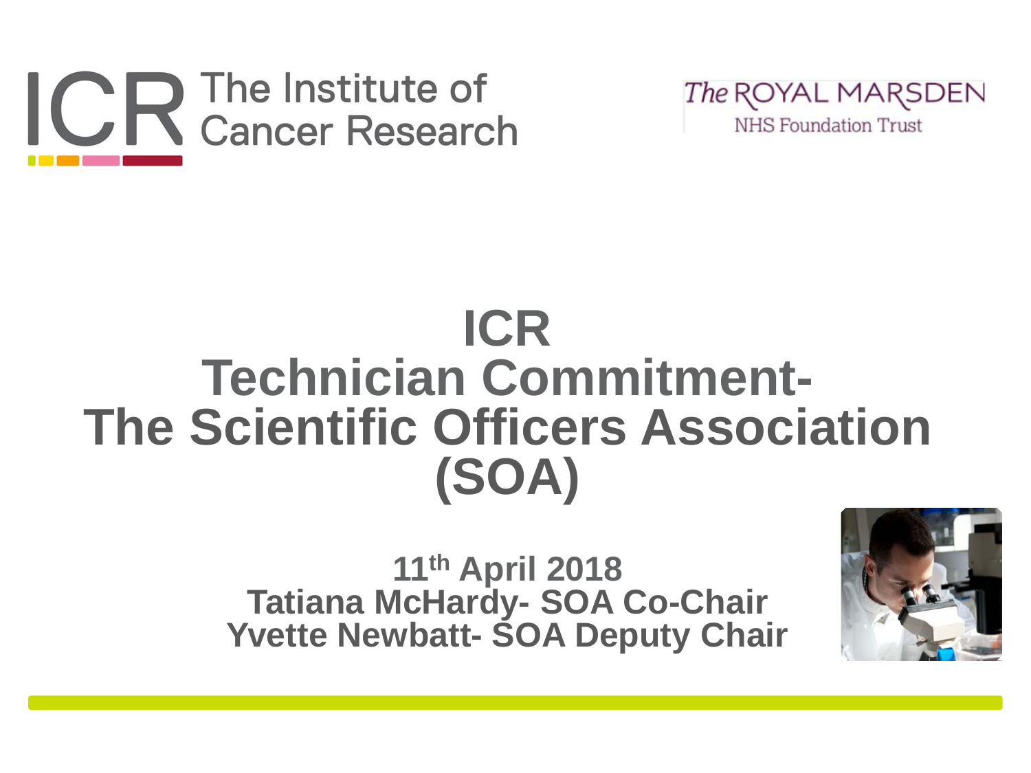ICR The Institute of Cancer Research

The ROYAL MARSDEN NHS Foundation Trust

# ICR Technician Commitment- The Scientific Officers Association (SOA)

**11th April 2018**
**Tatiana McHardy- SOA Co-Chair**
**Yvette Newbatt- SOA Deputy Chair**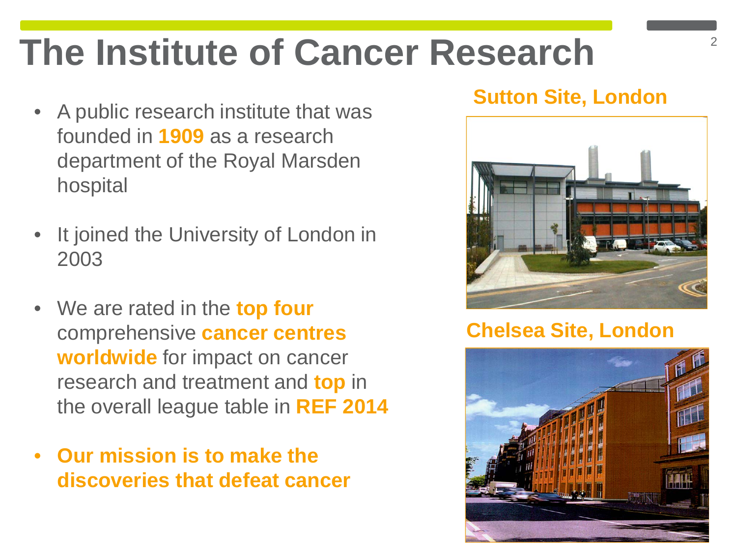# The Institute of Cancer Research

- A public research institute that was founded in **1909** as a research department of the Royal Marsden hospital
- It joined the University of London in 2003
- We are rated in the **top four** comprehensive **cancer centres worldwide** for impact on cancer research and treatment and **top** in the overall league table in **REF 2014**
- **Our mission is to make the discoveries that defeat cancer**

**Sutton Site, London**

**Chelsea Site, London**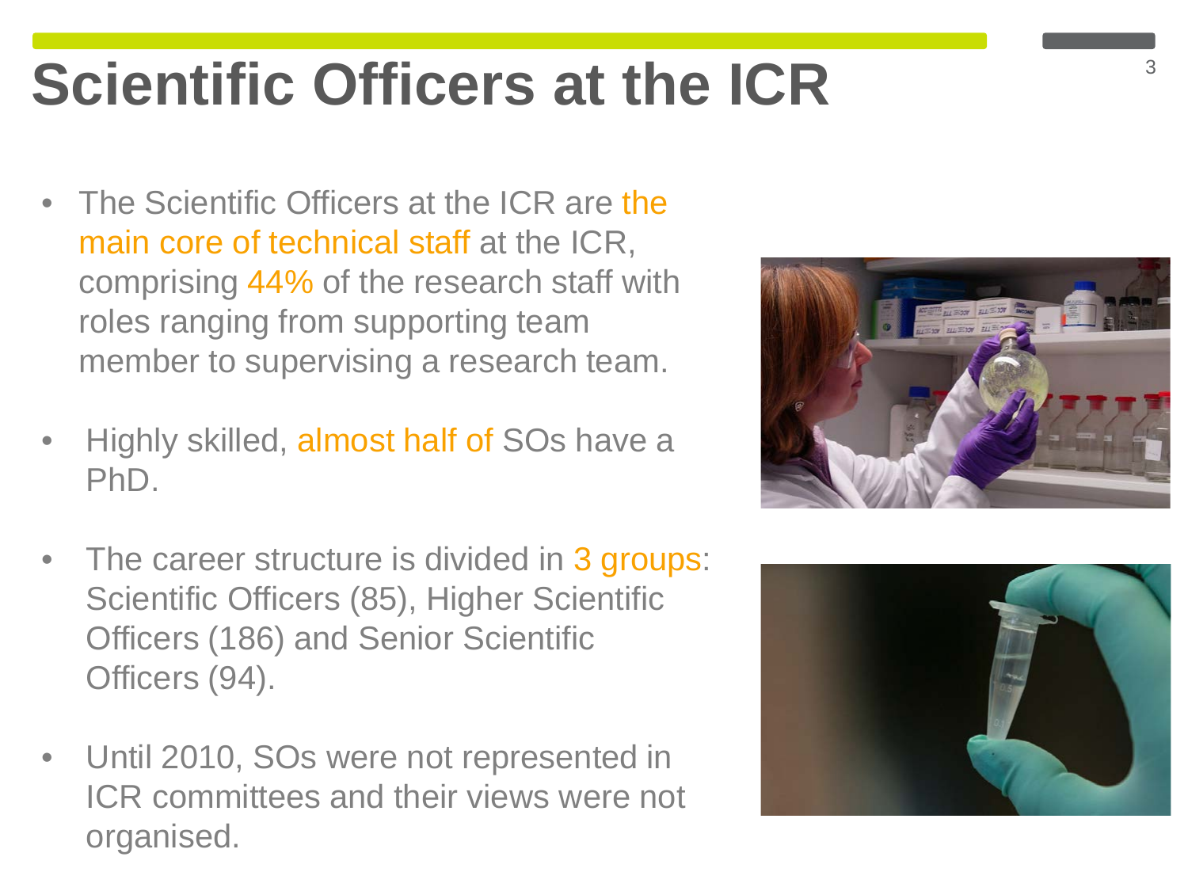# Scientific Officers at the ICR

- The Scientific Officers at the ICR are the main core of technical staff at the ICR, comprising 44% of the research staff with roles ranging from supporting team member to supervising a research team.
- Highly skilled, almost half of SOs have a PhD.
- The career structure is divided in 3 groups: Scientific Officers (85), Higher Scientific Officers (186) and Senior Scientific Officers (94).
- Until 2010, SOs were not represented in ICR committees and their views were not organised.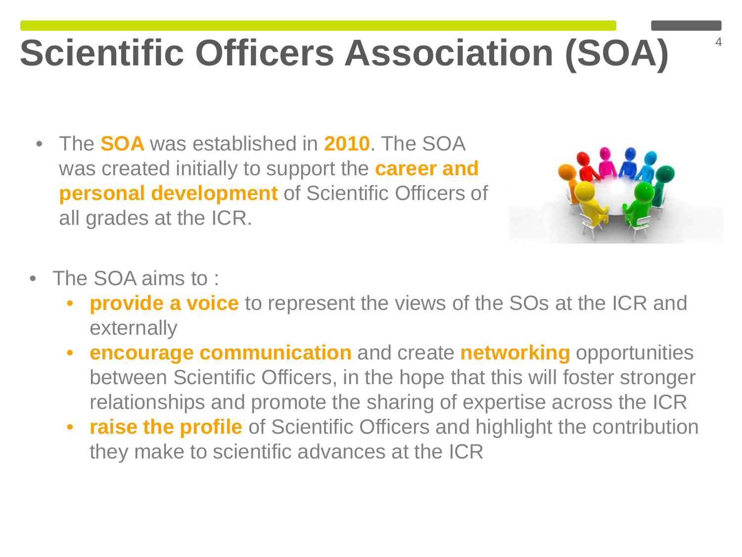# Scientific Officers Association (SOA)

- The **SOA** was established in **2010**. The SOA was created initially to support the **career and personal development** of Scientific Officers of all grades at the ICR.

- The SOA aims to :
  - **provide a voice** to represent the views of the SOs at the ICR and externally
  - **encourage communication** and create **networking** opportunities between Scientific Officers, in the hope that this will foster stronger relationships and promote the sharing of expertise across the ICR
  - **raise the profile** of Scientific Officers and highlight the contribution they make to scientific advances at the ICR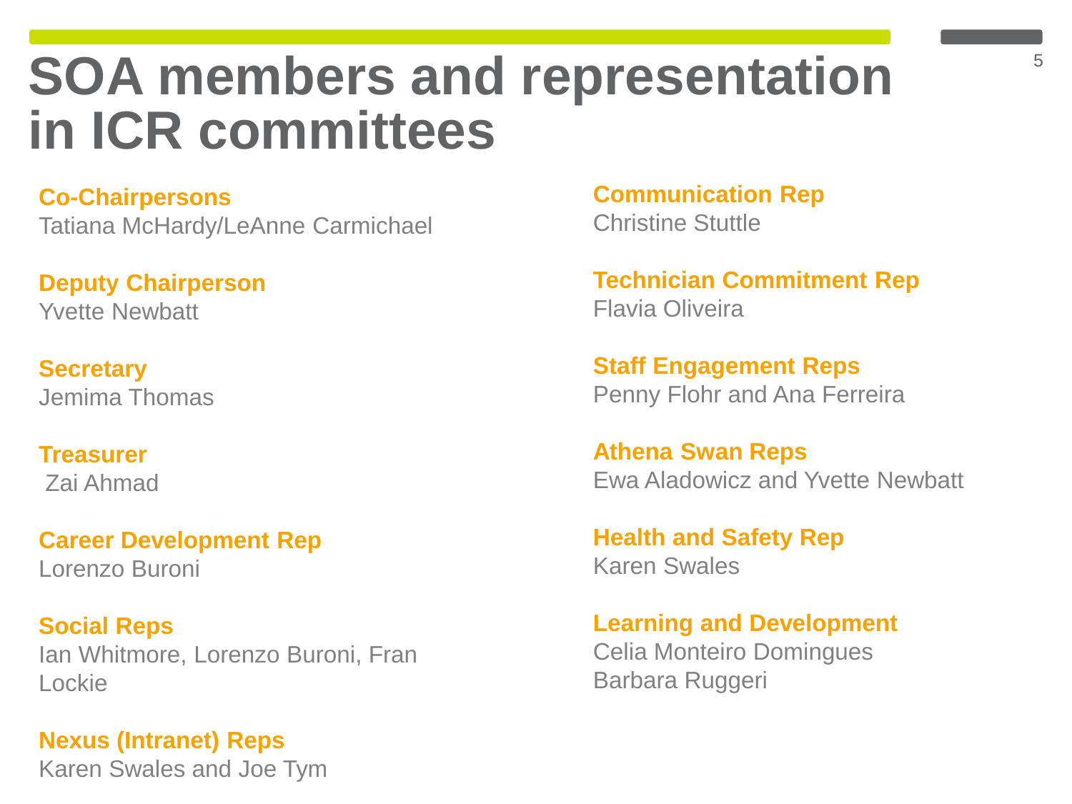# SOA members and representation in ICR committees

**Co-Chairpersons**
Tatiana McHardy/LeAnne Carmichael

**Deputy Chairperson**
Yvette Newbatt

**Secretary**
Jemima Thomas

**Treasurer**
Zai Ahmad

**Career Development Rep**
Lorenzo Buroni

**Social Reps**
Ian Whitmore, Lorenzo Buroni, Fran Lockie

**Nexus (Intranet) Reps**
Karen Swales and Joe Tym

**Communication Rep**
Christine Stuttle

**Technician Commitment Rep**
Flavia Oliveira

**Staff Engagement Reps**
Penny Flohr and Ana Ferreira

**Athena Swan Reps**
Ewa Aladowicz and Yvette Newbatt

**Health and Safety Rep**
Karen Swales

**Learning and Development**
Celia Monteiro Domingues
Barbara Ruggeri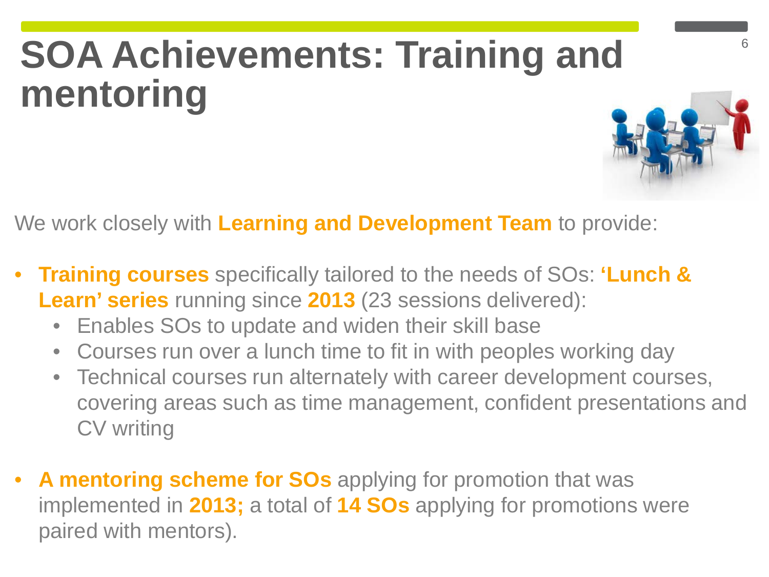# SOA Achievements: Training and mentoring

We work closely with **Learning and Development Team** to provide:

- **Training courses** specifically tailored to the needs of SOs: **'Lunch & Learn' series** running since **2013** (23 sessions delivered):
  - Enables SOs to update and widen their skill base
  - Courses run over a lunch time to fit in with peoples working day
  - Technical courses run alternately with career development courses, covering areas such as time management, confident presentations and CV writing

- **A mentoring scheme for SOs** applying for promotion that was implemented in **2013;** a total of **14 SOs** applying for promotions were paired with mentors).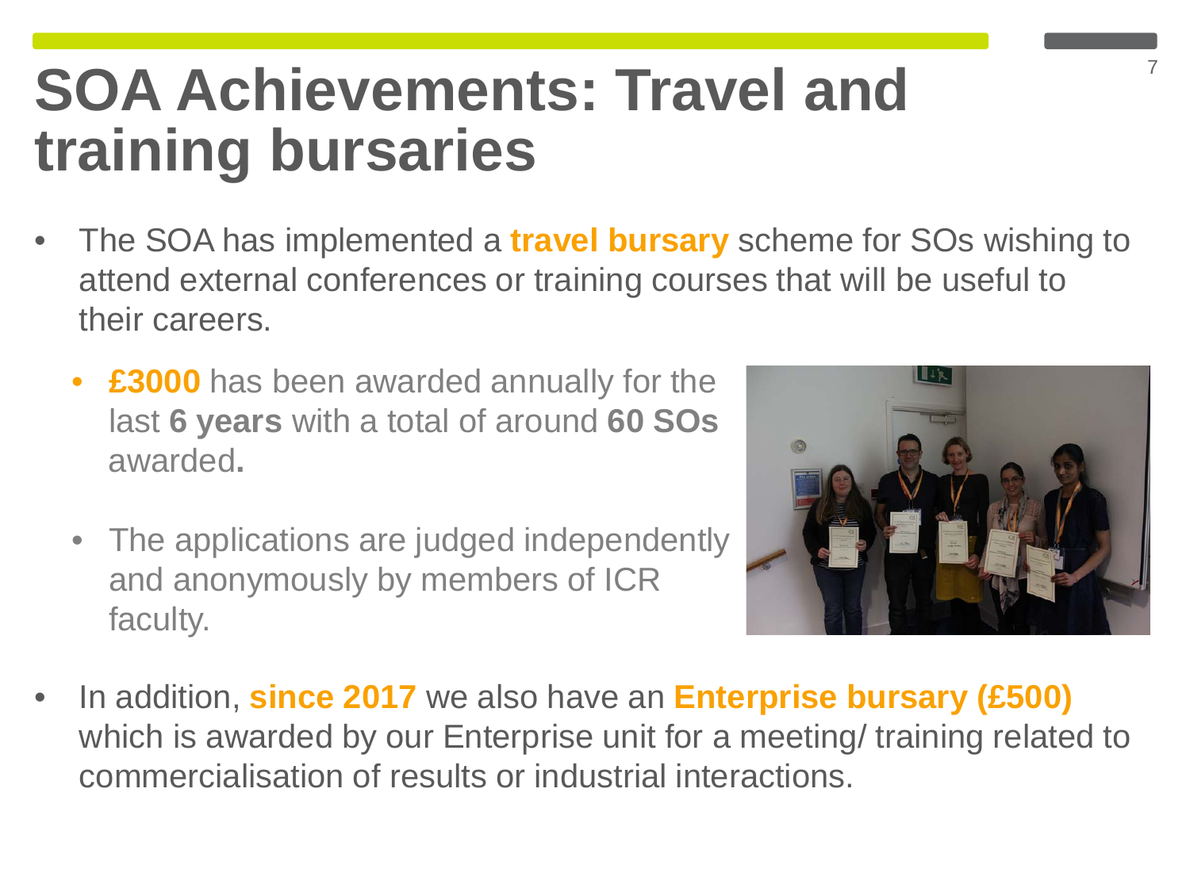# SOA Achievements: Travel and training bursaries

- The SOA has implemented a **travel bursary** scheme for SOs wishing to attend external conferences or training courses that will be useful to their careers.
  - **£3000** has been awarded annually for the last **6 years** with a total of around **60 SOs** awarded**.**
  - The applications are judged independently and anonymously by members of ICR faculty.
- In addition, **since 2017** we also have an **Enterprise bursary (£500)** which is awarded by our Enterprise unit for a meeting/ training related to commercialisation of results or industrial interactions.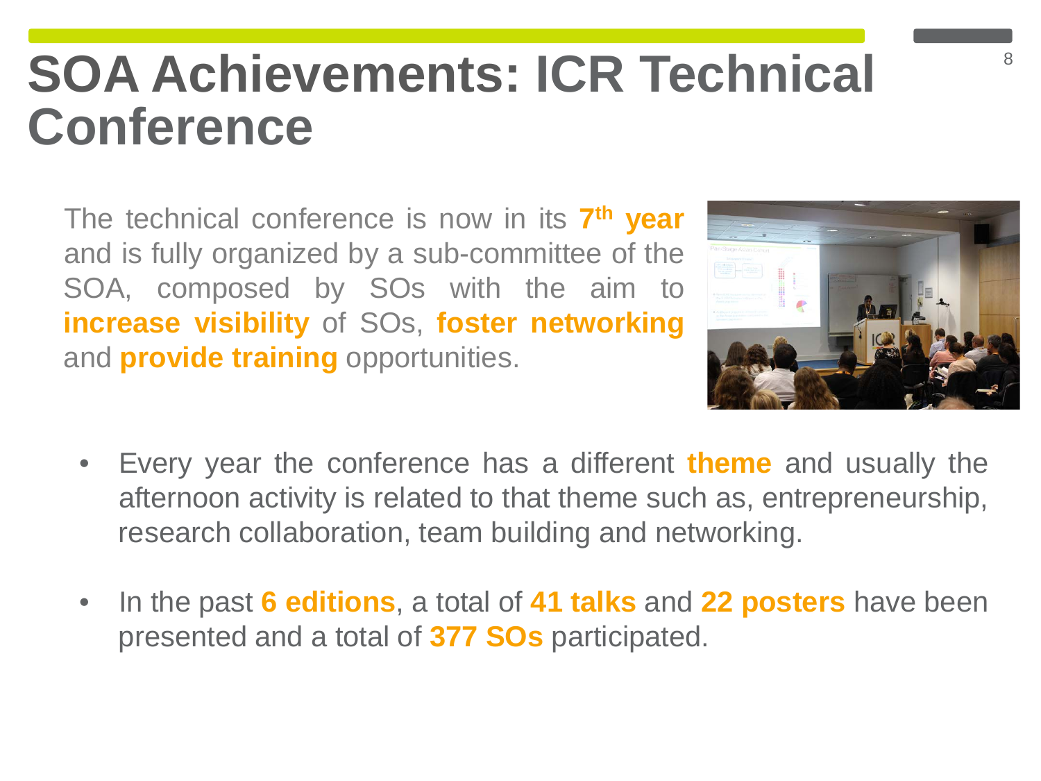# SOA Achievements: ICR Technical Conference

The technical conference is now in its **7th year** and is fully organized by a sub-committee of the SOA, composed by SOs with the aim to **increase visibility** of SOs, **foster networking** and **provide training** opportunities.

- Every year the conference has a different **theme** and usually the afternoon activity is related to that theme such as, entrepreneurship, research collaboration, team building and networking.
- In the past **6 editions**, a total of **41 talks** and **22 posters** have been presented and a total of **377 SOs** participated.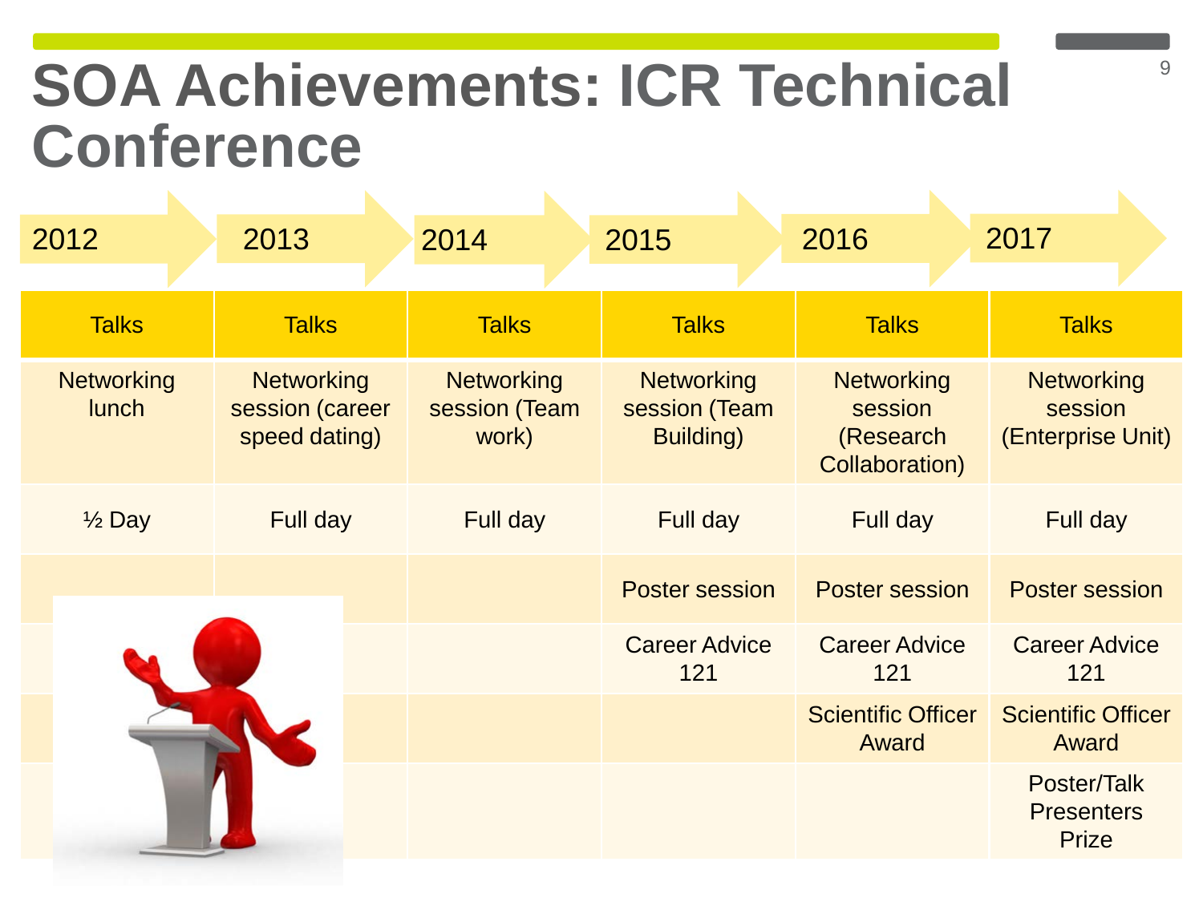# SOA Achievements: ICR Technical Conference

| 2012 | 2013 | 2014 | 2015 | 2016 | 2017 |
|---|---|---|---|---|---|
| Talks | Talks | Talks | Talks | Talks | Talks |
| Networking lunch | Networking session (career speed dating) | Networking session (Team work) | Networking session (Team Building) | Networking session (Research Collaboration) | Networking session (Enterprise Unit) |
| ½ Day | Full day | Full day | Full day | Full day | Full day |
| | | | Poster session | Poster session | Poster session |
| | | | Career Advice 121 | Career Advice 121 | Career Advice 121 |
| | | | | Scientific Officer Award | Scientific Officer Award |
| | | | | | Poster/Talk Presenters Prize |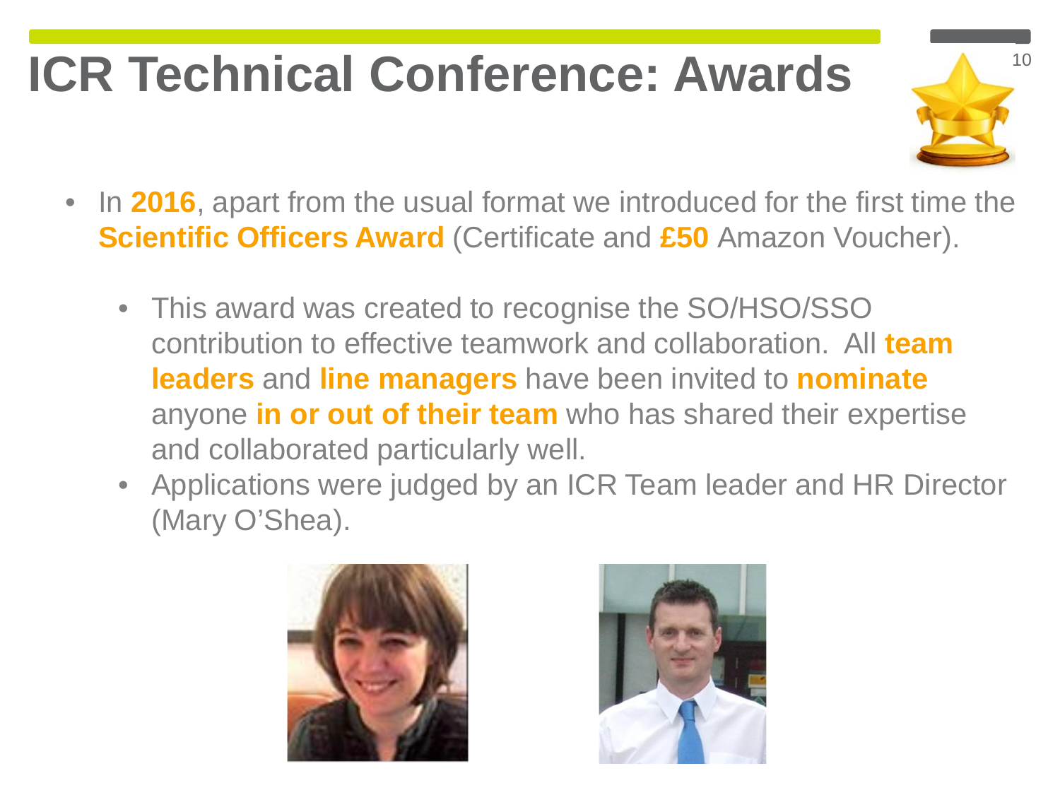# ICR Technical Conference: Awards

- In **2016**, apart from the usual format we introduced for the first time the **Scientific Officers Award** (Certificate and **£50** Amazon Voucher).
  - This award was created to recognise the SO/HSO/SSO contribution to effective teamwork and collaboration. All **team leaders** and **line managers** have been invited to **nominate** anyone **in or out of their team** who has shared their expertise and collaborated particularly well.
  - Applications were judged by an ICR Team leader and HR Director (Mary O'Shea).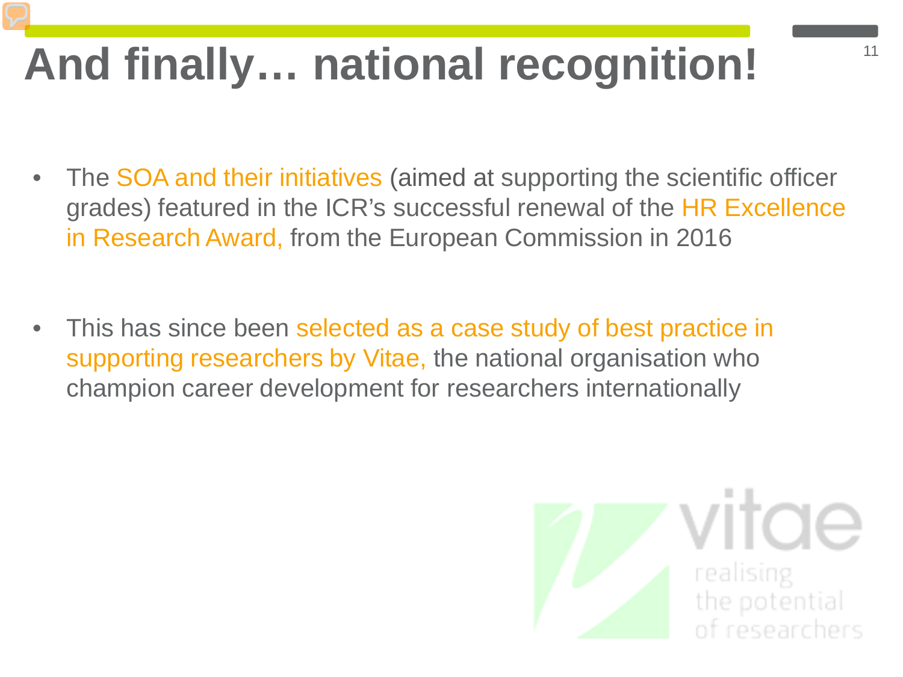# And finally… national recognition!

- The SOA and their initiatives (aimed at supporting the scientific officer grades) featured in the ICR's successful renewal of the HR Excellence in Research Award, from the European Commission in 2016

- This has since been selected as a case study of best practice in supporting researchers by Vitae, the national organisation who champion career development for researchers internationally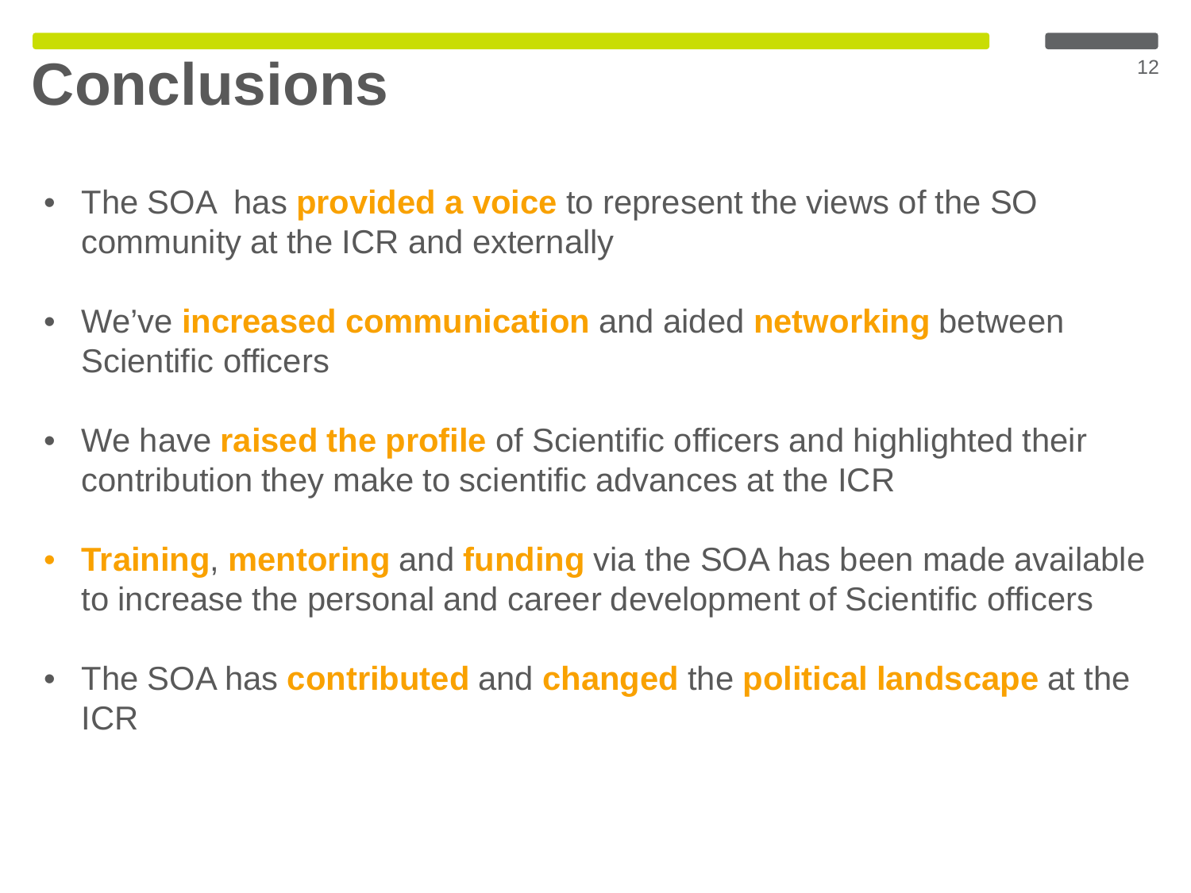# Conclusions

- The SOA has **provided a voice** to represent the views of the SO community at the ICR and externally

- We've **increased communication** and aided **networking** between Scientific officers

- We have **raised the profile** of Scientific officers and highlighted their contribution they make to scientific advances at the ICR

- **Training**, **mentoring** and **funding** via the SOA has been made available to increase the personal and career development of Scientific officers

- The SOA has **contributed** and **changed** the **political landscape** at the ICR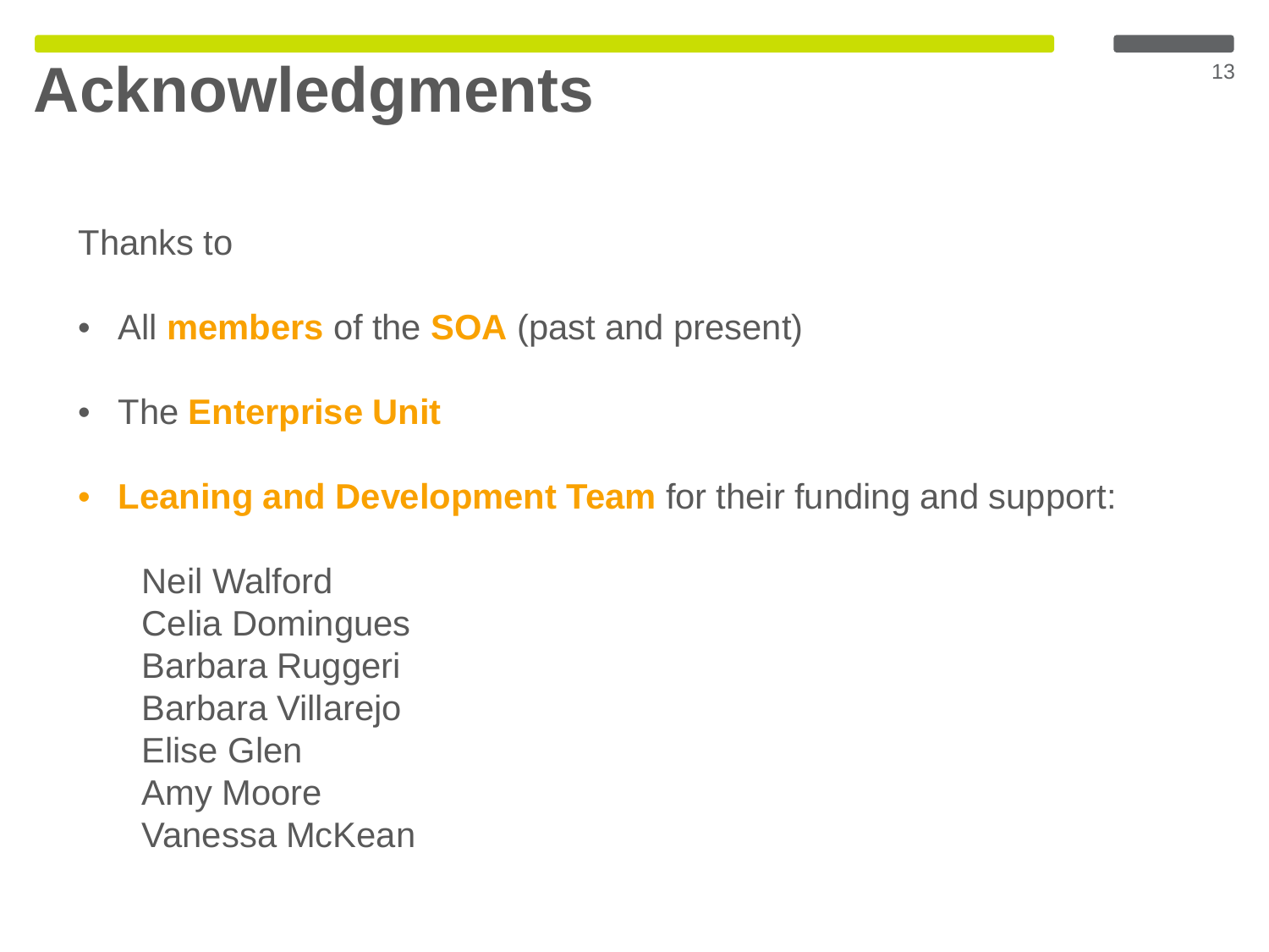# Acknowledgments

Thanks to

- All **members** of the **SOA** (past and present)
- The **Enterprise Unit**
- **Leaning and Development Team** for their funding and support:

  Neil Walford
  Celia Domingues
  Barbara Ruggeri
  Barbara Villarejo
  Elise Glen
  Amy Moore
  Vanessa McKean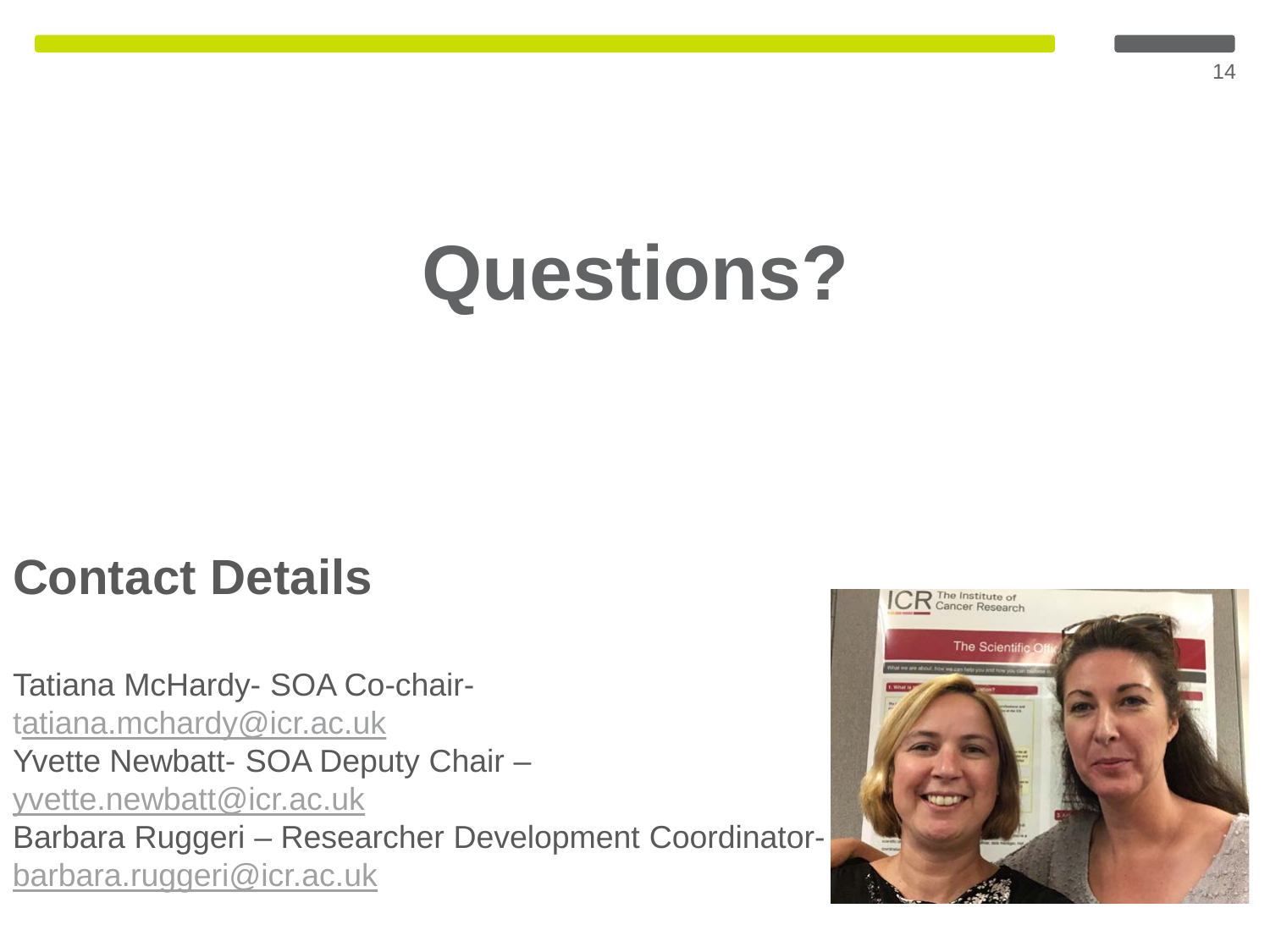# Questions?

## Contact Details

Tatiana McHardy- SOA Co-chair- tatiana.mchardy@icr.ac.uk
Yvette Newbatt- SOA Deputy Chair – yvette.newbatt@icr.ac.uk
Barbara Ruggeri – Researcher Development Coordinator- barbara.ruggeri@icr.ac.uk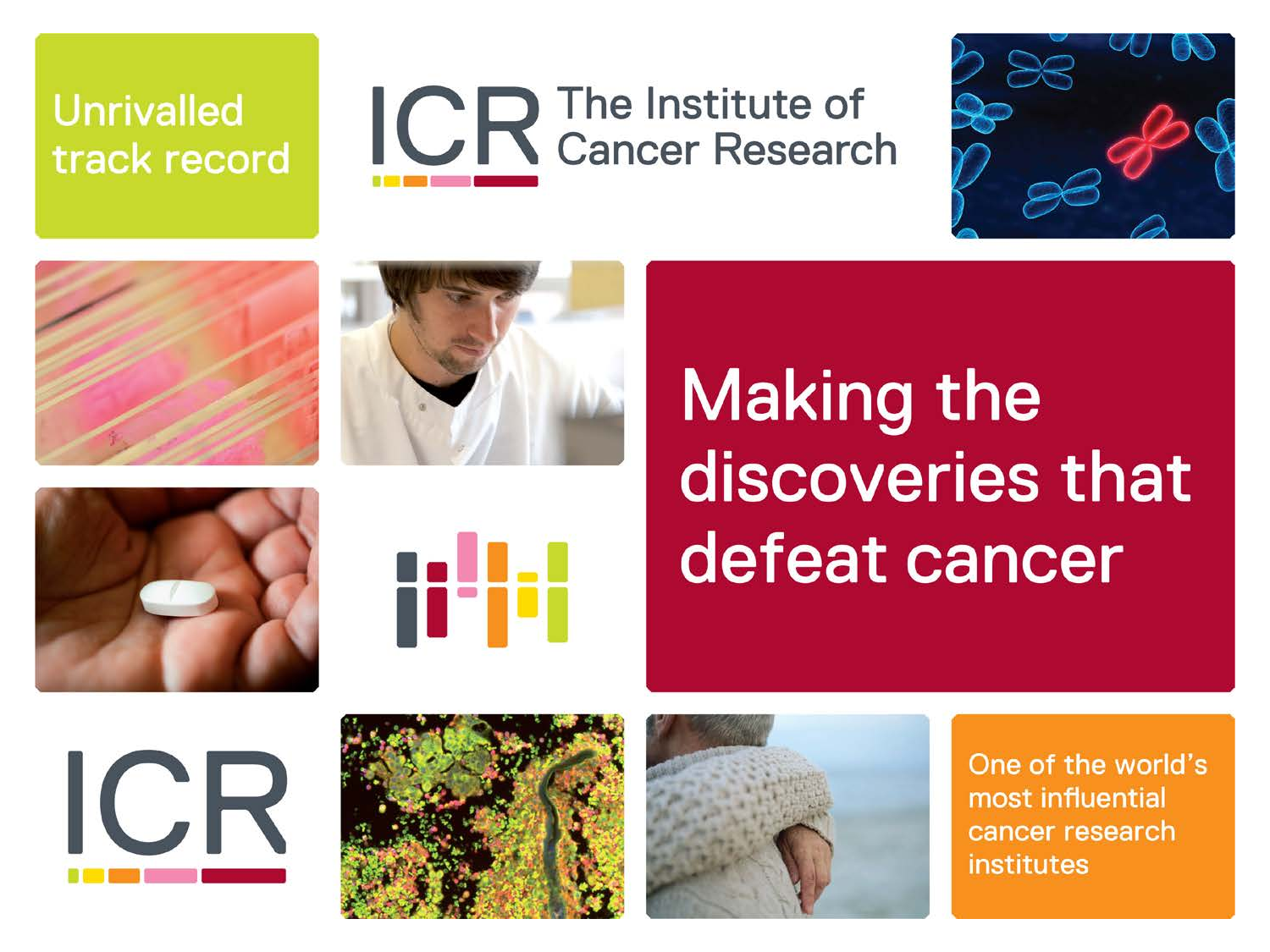Unrivalled track record

ICR The Institute of Cancer Research

# Making the discoveries that defeat cancer

ICR

One of the world's most influential cancer research institutes